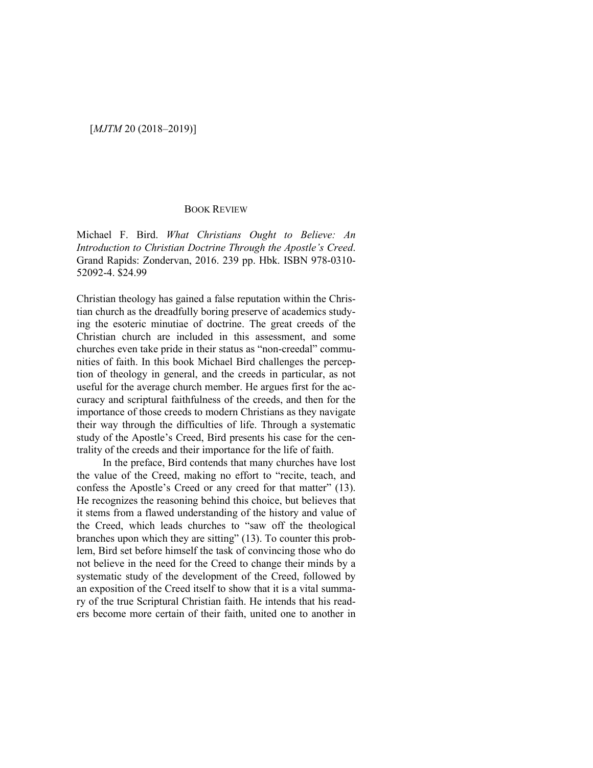## BOOK REVIEW

Michael F. Bird. *What Christians Ought to Believe: An Introduction to Christian Doctrine Through the Apostle's Creed*. Grand Rapids: Zondervan, 2016. 239 pp. Hbk. ISBN 978-0310-52092-4. $24.99

Christian theology has gained a false reputation within the Christian church as the dreadfully boring preserve of academics studying the esoteric minutiae of doctrine. The great creeds of the Christian church are included in this assessment, and some churches even take pride in their status as "non-creedal" communities of faith. In this book Michael Bird challenges the perception of theology in general, and the creeds in particular, as not useful for the average church member. He argues first for the accuracy and scriptural faithfulness of the creeds, and then for the importance of those creeds to modern Christians as they navigate their way through the difficulties of life. Through a systematic study of the Apostle's Creed, Bird presents his case for the centrality of the creeds and their importance for the life of faith.

In the preface, Bird contends that many churches have lost the value of the Creed, making no effort to "recite, teach, and confess the Apostle's Creed or any creed for that matter" (13). He recognizes the reasoning behind this choice, but believes that it stems from a flawed understanding of the history and value of the Creed, which leads churches to "saw off the theological branches upon which they are sitting" (13). To counter this problem, Bird set before himself the task of convincing those who do not believe in the need for the Creed to change their minds by a systematic study of the development of the Creed, followed by an exposition of the Creed itself to show that it is a vital summary of the true Scriptural Christian faith. He intends that his readers become more certain of their faith, united one to another in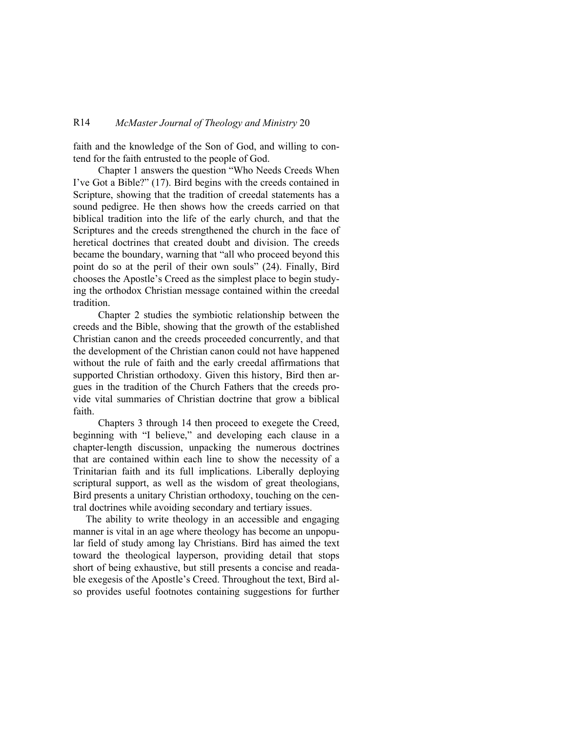faith and the knowledge of the Son of God, and willing to contend for the faith entrusted to the people of God.

Chapter 1 answers the question "Who Needs Creeds When I've Got a Bible?" (17). Bird begins with the creeds contained in Scripture, showing that the tradition of creedal statements has a sound pedigree. He then shows how the creeds carried on that biblical tradition into the life of the early church, and that the Scriptures and the creeds strengthened the church in the face of heretical doctrines that created doubt and division. The creeds became the boundary, warning that "all who proceed beyond this point do so at the peril of their own souls" (24). Finally, Bird chooses the Apostle's Creed as the simplest place to begin studying the orthodox Christian message contained within the creedal tradition.

Chapter 2 studies the symbiotic relationship between the creeds and the Bible, showing that the growth of the established Christian canon and the creeds proceeded concurrently, and that the development of the Christian canon could not have happened without the rule of faith and the early creedal affirmations that supported Christian orthodoxy. Given this history, Bird then argues in the tradition of the Church Fathers that the creeds provide vital summaries of Christian doctrine that grow a biblical faith.

Chapters 3 through 14 then proceed to exegete the Creed, beginning with "I believe," and developing each clause in a chapter-length discussion, unpacking the numerous doctrines that are contained within each line to show the necessity of a Trinitarian faith and its full implications. Liberally deploying scriptural support, as well as the wisdom of great theologians, Bird presents a unitary Christian orthodoxy, touching on the central doctrines while avoiding secondary and tertiary issues.

The ability to write theology in an accessible and engaging manner is vital in an age where theology has become an unpopular field of study among lay Christians. Bird has aimed the text toward the theological layperson, providing detail that stops short of being exhaustive, but still presents a concise and readable exegesis of the Apostle's Creed. Throughout the text, Bird also provides useful footnotes containing suggestions for further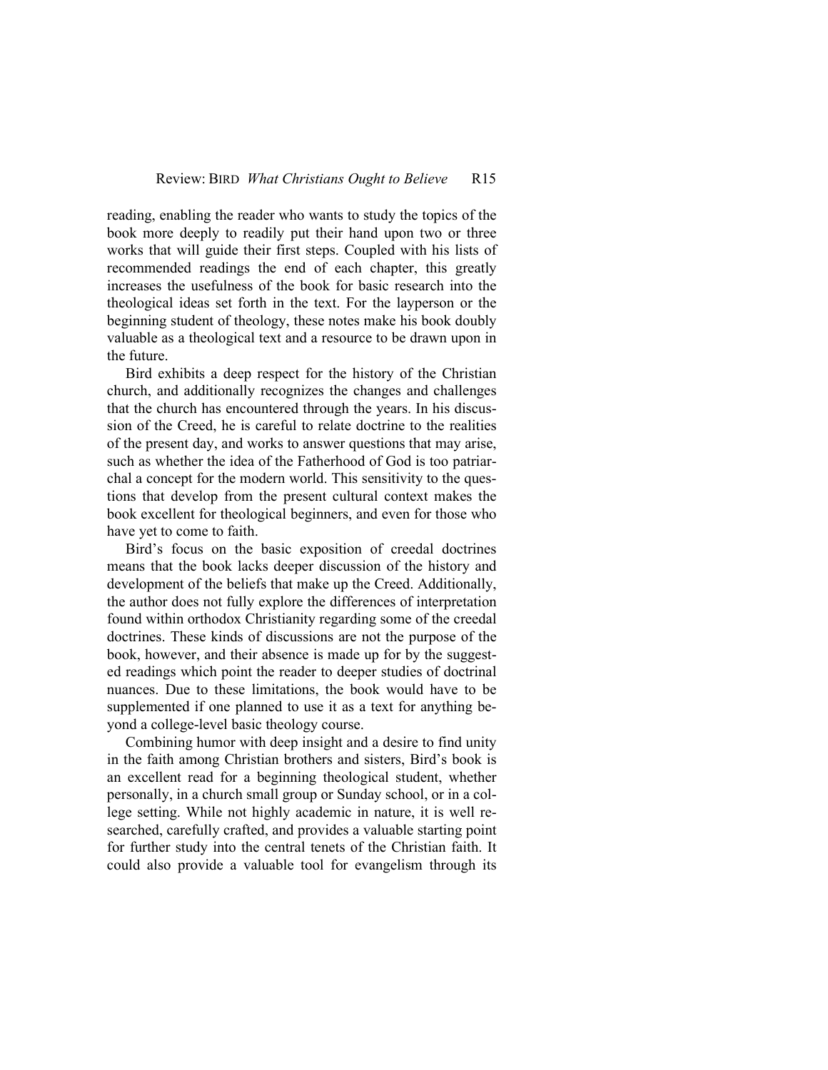reading, enabling the reader who wants to study the topics of the book more deeply to readily put their hand upon two or three works that will guide their first steps. Coupled with his lists of recommended readings the end of each chapter, this greatly increases the usefulness of the book for basic research into the theological ideas set forth in the text. For the layperson or the beginning student of theology, these notes make his book doubly valuable as a theological text and a resource to be drawn upon in the future.

Bird exhibits a deep respect for the history of the Christian church, and additionally recognizes the changes and challenges that the church has encountered through the years. In his discussion of the Creed, he is careful to relate doctrine to the realities of the present day, and works to answer questions that may arise, such as whether the idea of the Fatherhood of God is too patriarchal a concept for the modern world. This sensitivity to the questions that develop from the present cultural context makes the book excellent for theological beginners, and even for those who have yet to come to faith.

Bird's focus on the basic exposition of creedal doctrines means that the book lacks deeper discussion of the history and development of the beliefs that make up the Creed. Additionally, the author does not fully explore the differences of interpretation found within orthodox Christianity regarding some of the creedal doctrines. These kinds of discussions are not the purpose of the book, however, and their absence is made up for by the suggested readings which point the reader to deeper studies of doctrinal nuances. Due to these limitations, the book would have to be supplemented if one planned to use it as a text for anything beyond a college-level basic theology course.

Combining humor with deep insight and a desire to find unity in the faith among Christian brothers and sisters, Bird's book is an excellent read for a beginning theological student, whether personally, in a church small group or Sunday school, or in a college setting. While not highly academic in nature, it is well researched, carefully crafted, and provides a valuable starting point for further study into the central tenets of the Christian faith. It could also provide a valuable tool for evangelism through its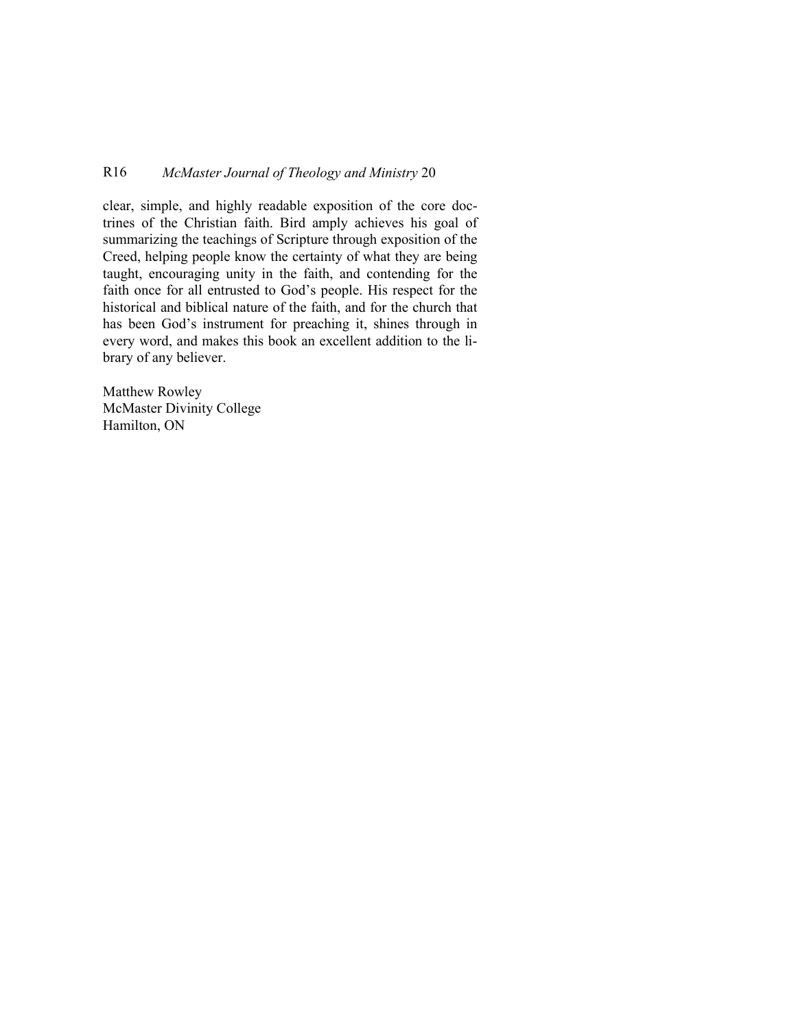clear, simple, and highly readable exposition of the core doctrines of the Christian faith. Bird amply achieves his goal of summarizing the teachings of Scripture through exposition of the Creed, helping people know the certainty of what they are being taught, encouraging unity in the faith, and contending for the faith once for all entrusted to God's people. His respect for the historical and biblical nature of the faith, and for the church that has been God's instrument for preaching it, shines through in every word, and makes this book an excellent addition to the library of any believer.

Matthew Rowley
McMaster Divinity College
Hamilton, ON